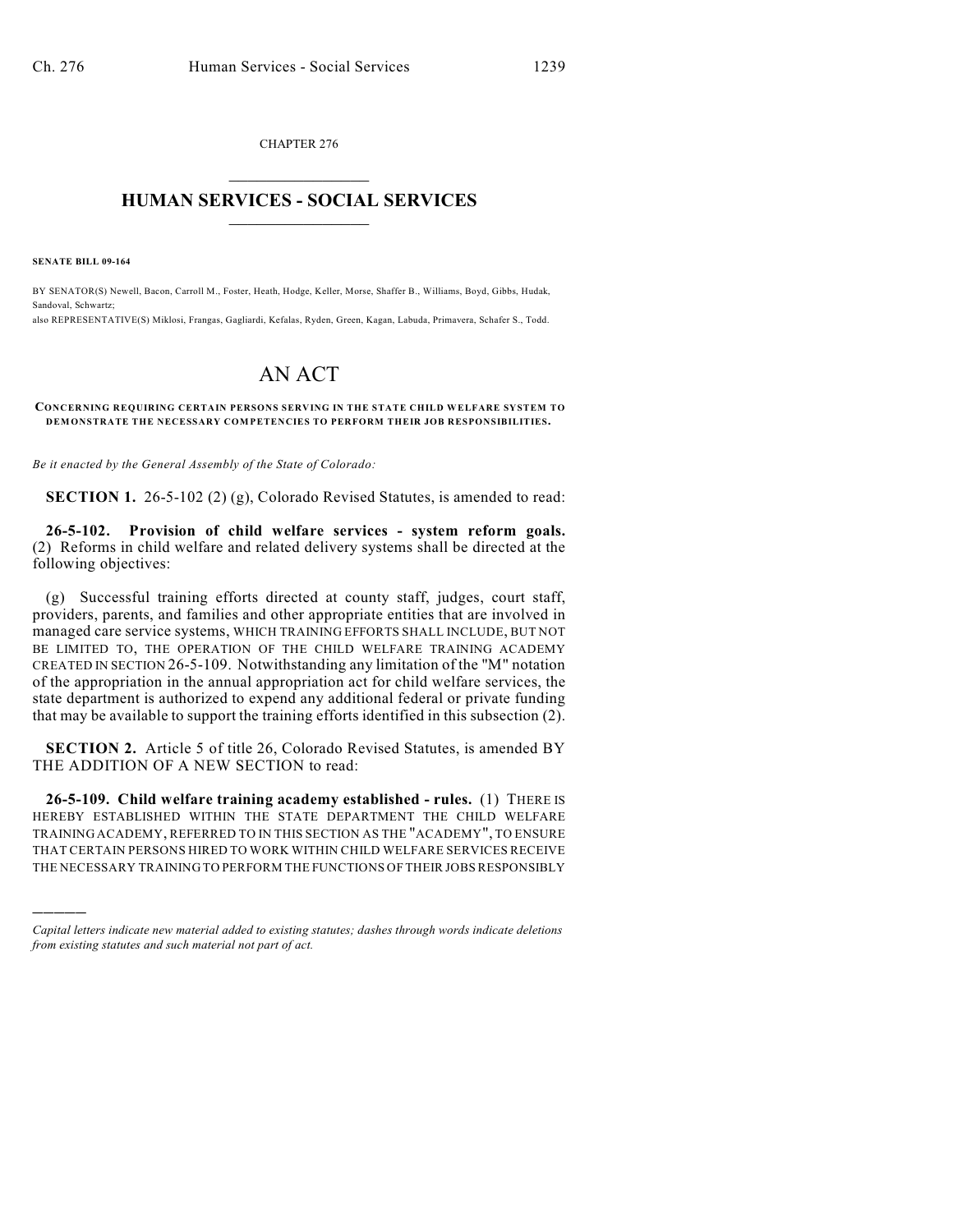CHAPTER 276

# HUMAN SERVICES - SOCIAL SERVICES

**SENATE BILL 09-164**

BY SENATOR(S) Newell, Bacon, Carroll M., Foster, Heath, Hodge, Keller, Morse, Shaffer B., Williams, Boyd, Gibbs, Hudak, Sandoval, Schwartz;
also REPRESENTATIVE(S) Miklosi, Frangas, Gagliardi, Kefalas, Ryden, Green, Kagan, Labuda, Primavera, Schafer S., Todd.

# AN ACT

**CONCERNING REQUIRING CERTAIN PERSONS SERVING IN THE STATE CHILD WELFARE SYSTEM TO DEMONSTRATE THE NECESSARY COMPETENCIES TO PERFORM THEIR JOB RESPONSIBILITIES.**

*Be it enacted by the General Assembly of the State of Colorado:*

**SECTION 1.** 26-5-102 (2) (g), Colorado Revised Statutes, is amended to read:

**26-5-102. Provision of child welfare services - system reform goals.** (2) Reforms in child welfare and related delivery systems shall be directed at the following objectives:

(g) Successful training efforts directed at county staff, judges, court staff, providers, parents, and families and other appropriate entities that are involved in managed care service systems, WHICH TRAINING EFFORTS SHALL INCLUDE, BUT NOT BE LIMITED TO, THE OPERATION OF THE CHILD WELFARE TRAINING ACADEMY CREATED IN SECTION 26-5-109. Notwithstanding any limitation of the "M" notation of the appropriation in the annual appropriation act for child welfare services, the state department is authorized to expend any additional federal or private funding that may be available to support the training efforts identified in this subsection (2).

**SECTION 2.** Article 5 of title 26, Colorado Revised Statutes, is amended BY THE ADDITION OF A NEW SECTION to read:

**26-5-109. Child welfare training academy established - rules.** (1) THERE IS HEREBY ESTABLISHED WITHIN THE STATE DEPARTMENT THE CHILD WELFARE TRAINING ACADEMY, REFERRED TO IN THIS SECTION AS THE "ACADEMY", TO ENSURE THAT CERTAIN PERSONS HIRED TO WORK WITHIN CHILD WELFARE SERVICES RECEIVE THE NECESSARY TRAINING TO PERFORM THE FUNCTIONS OF THEIR JOBS RESPONSIBLY

*Capital letters indicate new material added to existing statutes; dashes through words indicate deletions from existing statutes and such material not part of act.*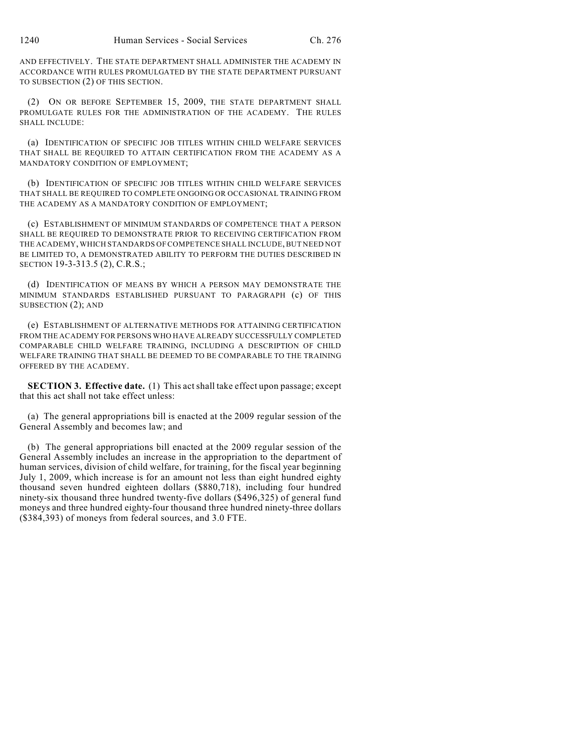AND EFFECTIVELY. THE STATE DEPARTMENT SHALL ADMINISTER THE ACADEMY IN ACCORDANCE WITH RULES PROMULGATED BY THE STATE DEPARTMENT PURSUANT TO SUBSECTION (2) OF THIS SECTION.

(2) ON OR BEFORE SEPTEMBER 15, 2009, THE STATE DEPARTMENT SHALL PROMULGATE RULES FOR THE ADMINISTRATION OF THE ACADEMY. THE RULES SHALL INCLUDE:

(a) IDENTIFICATION OF SPECIFIC JOB TITLES WITHIN CHILD WELFARE SERVICES THAT SHALL BE REQUIRED TO ATTAIN CERTIFICATION FROM THE ACADEMY AS A MANDATORY CONDITION OF EMPLOYMENT;

(b) IDENTIFICATION OF SPECIFIC JOB TITLES WITHIN CHILD WELFARE SERVICES THAT SHALL BE REQUIRED TO COMPLETE ONGOING OR OCCASIONAL TRAINING FROM THE ACADEMY AS A MANDATORY CONDITION OF EMPLOYMENT;

(c) ESTABLISHMENT OF MINIMUM STANDARDS OF COMPETENCE THAT A PERSON SHALL BE REQUIRED TO DEMONSTRATE PRIOR TO RECEIVING CERTIFICATION FROM THE ACADEMY, WHICH STANDARDS OF COMPETENCE SHALL INCLUDE, BUT NEED NOT BE LIMITED TO, A DEMONSTRATED ABILITY TO PERFORM THE DUTIES DESCRIBED IN SECTION 19-3-313.5 (2), C.R.S.;

(d) IDENTIFICATION OF MEANS BY WHICH A PERSON MAY DEMONSTRATE THE MINIMUM STANDARDS ESTABLISHED PURSUANT TO PARAGRAPH (c) OF THIS SUBSECTION (2); AND

(e) ESTABLISHMENT OF ALTERNATIVE METHODS FOR ATTAINING CERTIFICATION FROM THE ACADEMY FOR PERSONS WHO HAVE ALREADY SUCCESSFULLY COMPLETED COMPARABLE CHILD WELFARE TRAINING, INCLUDING A DESCRIPTION OF CHILD WELFARE TRAINING THAT SHALL BE DEEMED TO BE COMPARABLE TO THE TRAINING OFFERED BY THE ACADEMY.

**SECTION 3. Effective date.** (1) This act shall take effect upon passage; except that this act shall not take effect unless:

(a) The general appropriations bill is enacted at the 2009 regular session of the General Assembly and becomes law; and

(b) The general appropriations bill enacted at the 2009 regular session of the General Assembly includes an increase in the appropriation to the department of human services, division of child welfare, for training, for the fiscal year beginning July 1, 2009, which increase is for an amount not less than eight hundred eighty thousand seven hundred eighteen dollars ($880,718), including four hundred ninety-six thousand three hundred twenty-five dollars ($496,325) of general fund moneys and three hundred eighty-four thousand three hundred ninety-three dollars ($384,393) of moneys from federal sources, and 3.0 FTE.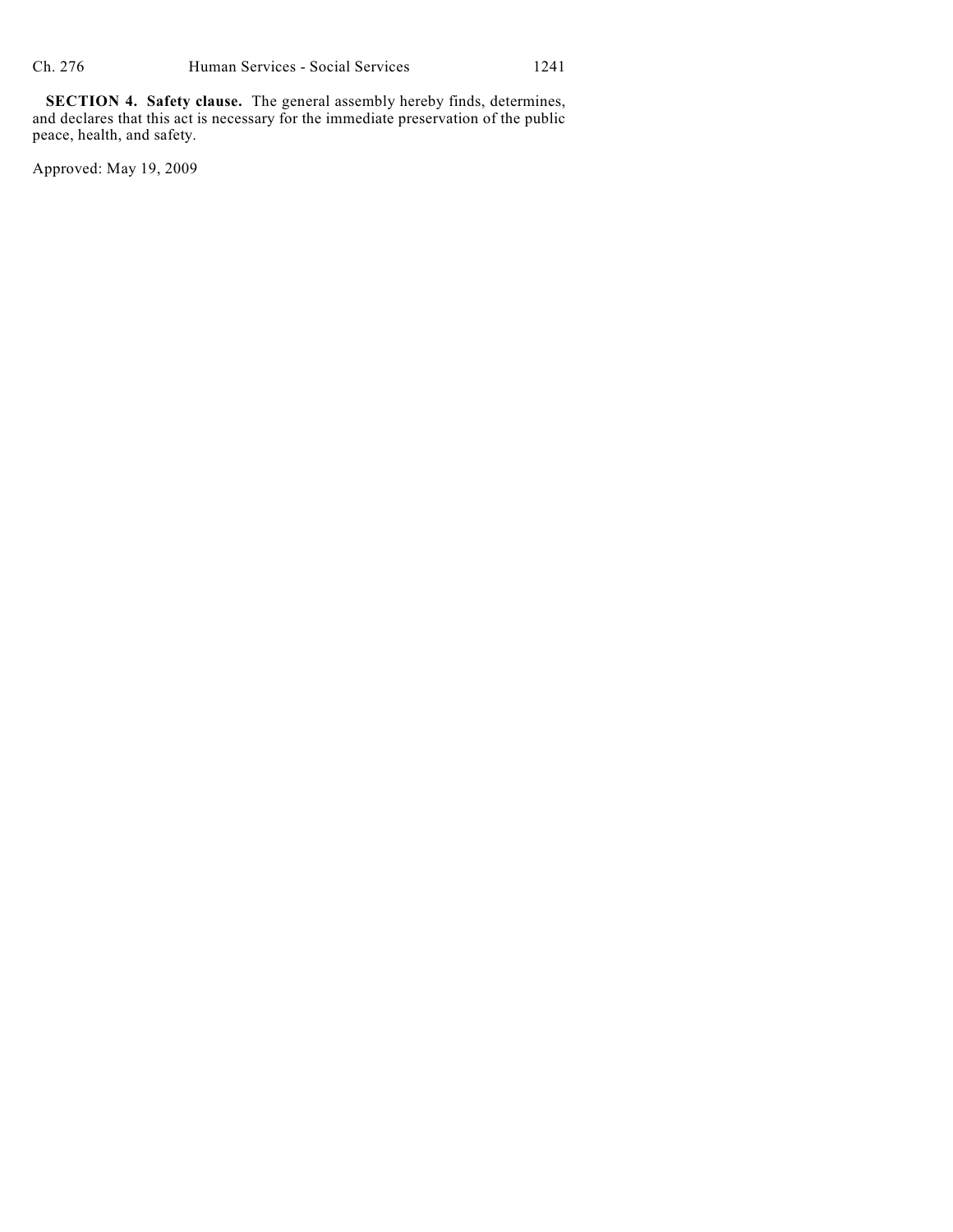**SECTION 4. Safety clause.** The general assembly hereby finds, determines, and declares that this act is necessary for the immediate preservation of the public peace, health, and safety.

Approved: May 19, 2009